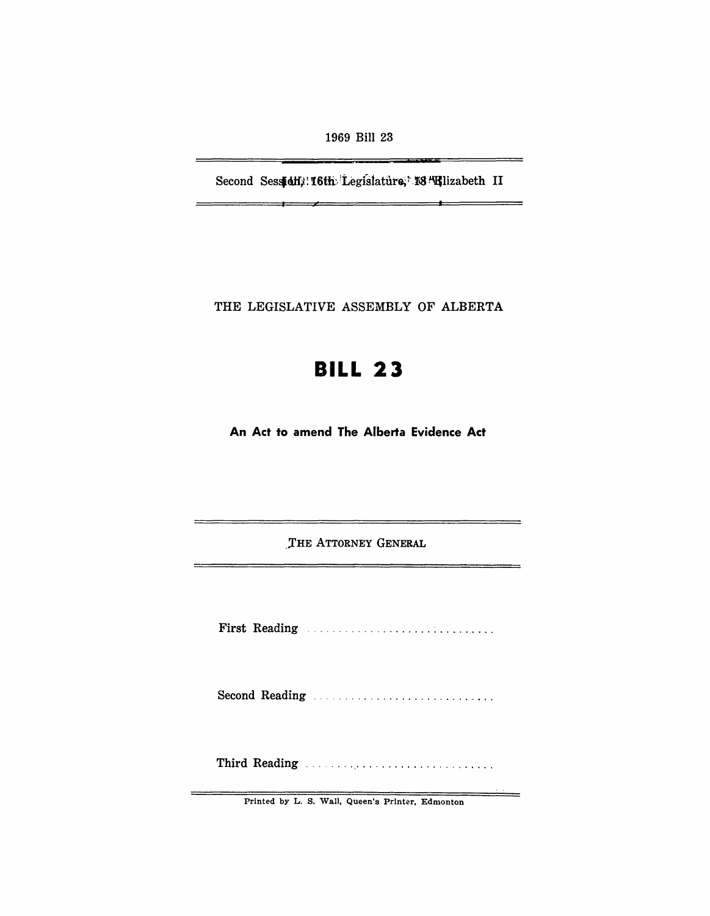1969 Bill 23

Second Session, 16th Legislature, 18 Elizabeth II

THE LEGISLATIVE ASSEMBLY OF ALBERTA

# BILL 23

## An Act to amend The Alberta Evidence Act

THE ATTORNEY GENERAL

First Reading ..............................

Second Reading ..............................

Third Reading ..............................

Printed by L. S. Wall, Queen's Printer, Edmonton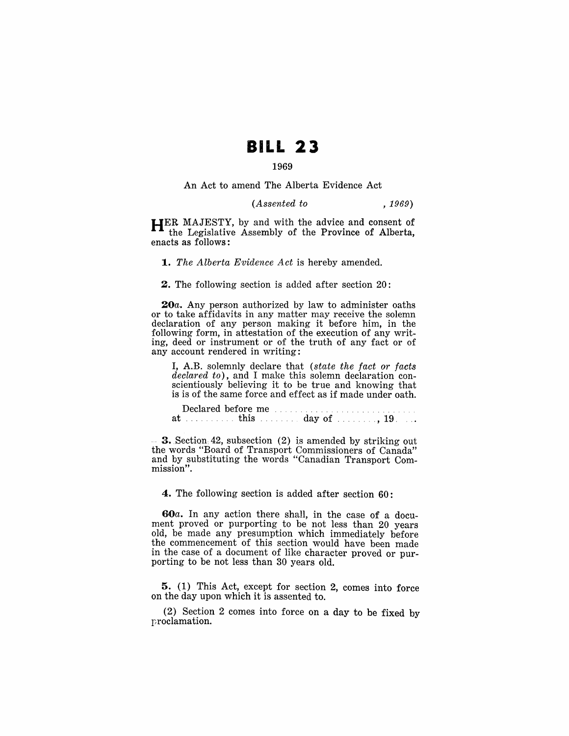# BILL 23

1969

An Act to amend The Alberta Evidence Act

*(Assented to , 1969)*

HER MAJESTY, by and with the advice and consent of the Legislative Assembly of the Province of Alberta, enacts as follows:

**1.** *The Alberta Evidence Act* is hereby amended.

**2.** The following section is added after section 20:

**20a.** Any person authorized by law to administer oaths or to take affidavits in any matter may receive the solemn declaration of any person making it before him, in the following form, in attestation of the execution of any writing, deed or instrument or of the truth of any fact or of any account rendered in writing:

> I, A.B. solemnly declare that (*state the fact or facts declared to*), and I make this solemn declaration conscientiously believing it to be true and knowing that is is of the same force and effect as if made under oath.
>
> Declared before me ..............................
> at ........... this ........ day of ........., 19 ...

**3.** Section 42, subsection (2) is amended by striking out the words "Board of Transport Commissioners of Canada" and by substituting the words "Canadian Transport Commission".

**4.** The following section is added after section 60:

**60a.** In any action there shall, in the case of a document proved or purporting to be not less than 20 years old, be made any presumption which immediately before the commencement of this section would have been made in the case of a document of like character proved or purporting to be not less than 30 years old.

**5.** (1) This Act, except for section 2, comes into force on the day upon which it is assented to.

(2) Section 2 comes into force on a day to be fixed by proclamation.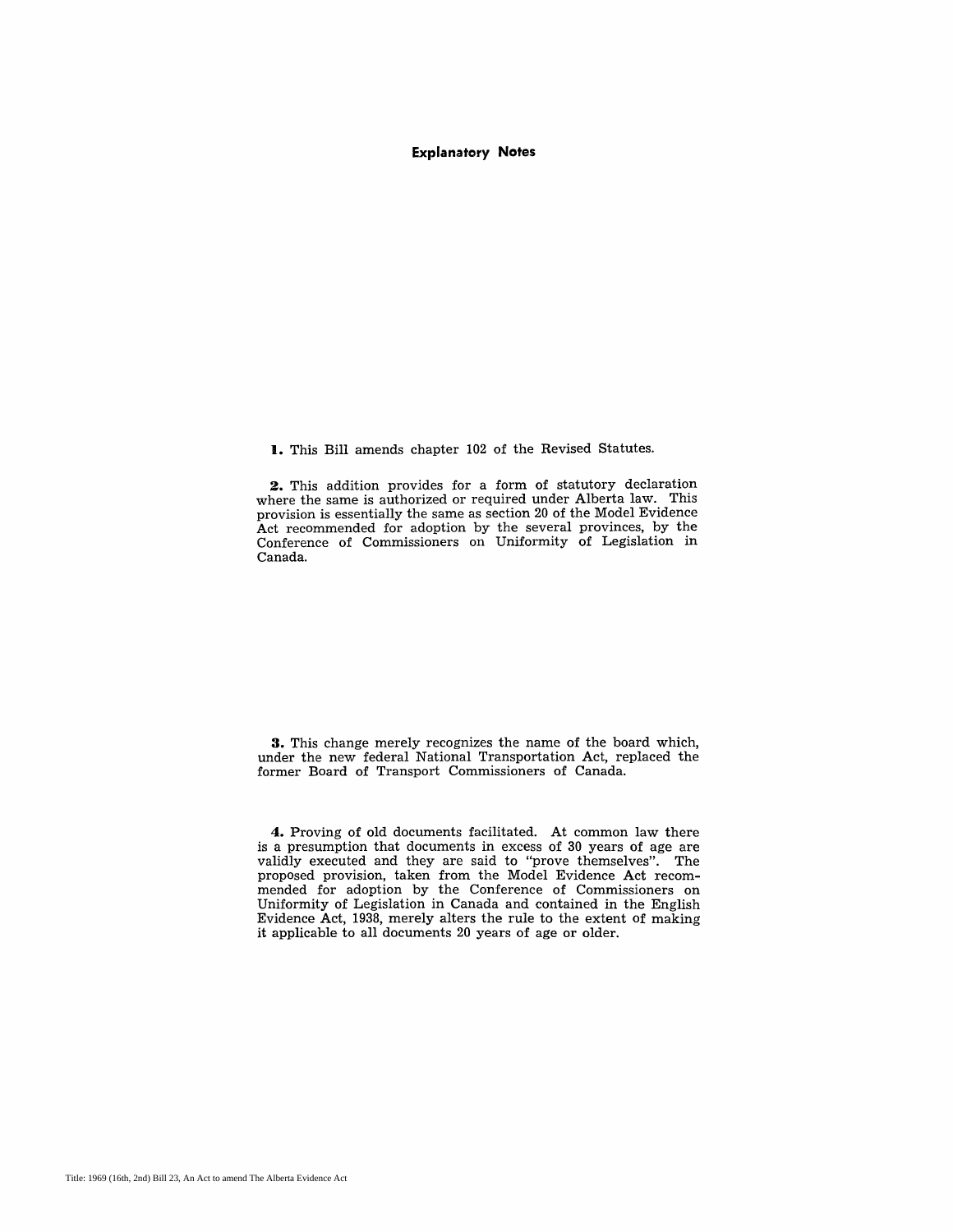## Explanatory Notes

**1.** This Bill amends chapter 102 of the Revised Statutes.

**2.** This addition provides for a form of statutory declaration where the same is authorized or required under Alberta law. This provision is essentially the same as section 20 of the Model Evidence Act recommended for adoption by the several provinces, by the Conference of Commissioners on Uniformity of Legislation in Canada.

**3.** This change merely recognizes the name of the board which, under the new federal National Transportation Act, replaced the former Board of Transport Commissioners of Canada.

**4.** Proving of old documents facilitated. At common law there is a presumption that documents in excess of 30 years of age are validly executed and they are said to "prove themselves". The proposed provision, taken from the Model Evidence Act recommended for adoption by the Conference of Commissioners on Uniformity of Legislation in Canada and contained in the English Evidence Act, 1938, merely alters the rule to the extent of making it applicable to all documents 20 years of age or older.